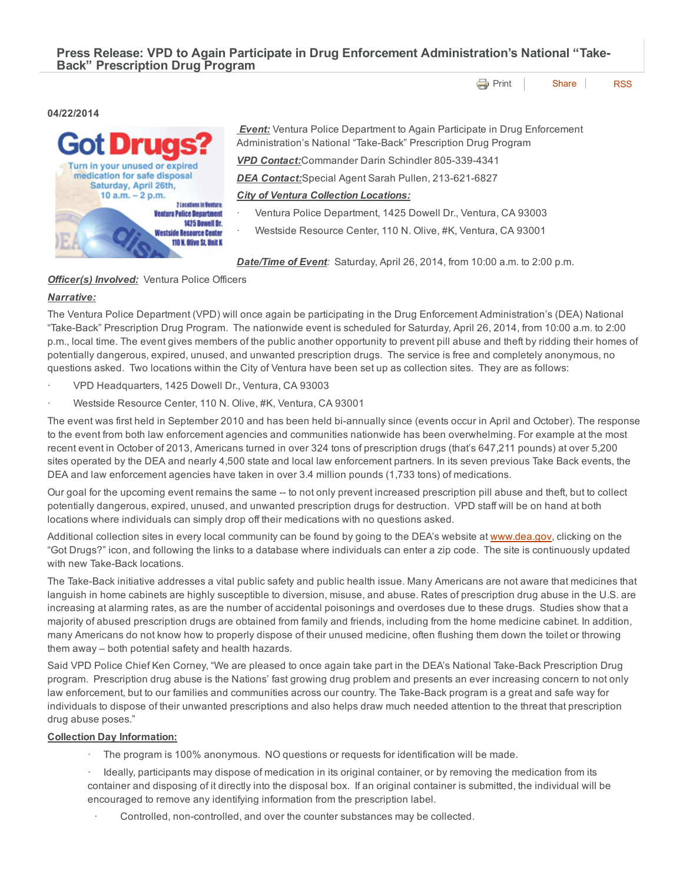# Press Release: VPD to Again Participate in Drug Enforcement Administration's National "Take-Back" Prescription Drug Program

Print | Share | RSS

**04/22/2014**

***Event:*** Ventura Police Department to Again Participate in Drug Enforcement Administration's National "Take-Back" Prescription Drug Program

***VPD Contact:***Commander Darin Schindler 805-339-4341

***DEA Contact:***Special Agent Sarah Pullen, 213-621-6827

***City of Ventura Collection Locations:***

- Ventura Police Department, 1425 Dowell Dr., Ventura, CA 93003
- Westside Resource Center, 110 N. Olive, #K, Ventura, CA 93001

***Date/Time of Event:*** Saturday, April 26, 2014, from 10:00 a.m. to 2:00 p.m.

***Officer(s) Involved:*** Ventura Police Officers

***Narrative:***

The Ventura Police Department (VPD) will once again be participating in the Drug Enforcement Administration's (DEA) National "Take-Back" Prescription Drug Program. The nationwide event is scheduled for Saturday, April 26, 2014, from 10:00 a.m. to 2:00 p.m., local time. The event gives members of the public another opportunity to prevent pill abuse and theft by ridding their homes of potentially dangerous, expired, unused, and unwanted prescription drugs. The service is free and completely anonymous, no questions asked. Two locations within the City of Ventura have been set up as collection sites. They are as follows:

- VPD Headquarters, 1425 Dowell Dr., Ventura, CA 93003
- Westside Resource Center, 110 N. Olive, #K, Ventura, CA 93001

The event was first held in September 2010 and has been held bi-annually since (events occur in April and October). The response to the event from both law enforcement agencies and communities nationwide has been overwhelming. For example at the most recent event in October of 2013, Americans turned in over 324 tons of prescription drugs (that's 647,211 pounds) at over 5,200 sites operated by the DEA and nearly 4,500 state and local law enforcement partners. In its seven previous Take Back events, the DEA and law enforcement agencies have taken in over 3.4 million pounds (1,733 tons) of medications.

Our goal for the upcoming event remains the same -- to not only prevent increased prescription pill abuse and theft, but to collect potentially dangerous, expired, unused, and unwanted prescription drugs for destruction. VPD staff will be on hand at both locations where individuals can simply drop off their medications with no questions asked.

Additional collection sites in every local community can be found by going to the DEA's website at www.dea.gov, clicking on the "Got Drugs?" icon, and following the links to a database where individuals can enter a zip code. The site is continuously updated with new Take-Back locations.

The Take-Back initiative addresses a vital public safety and public health issue. Many Americans are not aware that medicines that languish in home cabinets are highly susceptible to diversion, misuse, and abuse. Rates of prescription drug abuse in the U.S. are increasing at alarming rates, as are the number of accidental poisonings and overdoses due to these drugs. Studies show that a majority of abused prescription drugs are obtained from family and friends, including from the home medicine cabinet. In addition, many Americans do not know how to properly dispose of their unused medicine, often flushing them down the toilet or throwing them away – both potential safety and health hazards.

Said VPD Police Chief Ken Corney, "We are pleased to once again take part in the DEA's National Take-Back Prescription Drug program. Prescription drug abuse is the Nations' fast growing drug problem and presents an ever increasing concern to not only law enforcement, but to our families and communities across our country. The Take-Back program is a great and safe way for individuals to dispose of their unwanted prescriptions and also helps draw much needed attention to the threat that prescription drug abuse poses."

**Collection Day Information:**

- The program is 100% anonymous. NO questions or requests for identification will be made.
- Ideally, participants may dispose of medication in its original container, or by removing the medication from its container and disposing of it directly into the disposal box. If an original container is submitted, the individual will be encouraged to remove any identifying information from the prescription label.
- Controlled, non-controlled, and over the counter substances may be collected.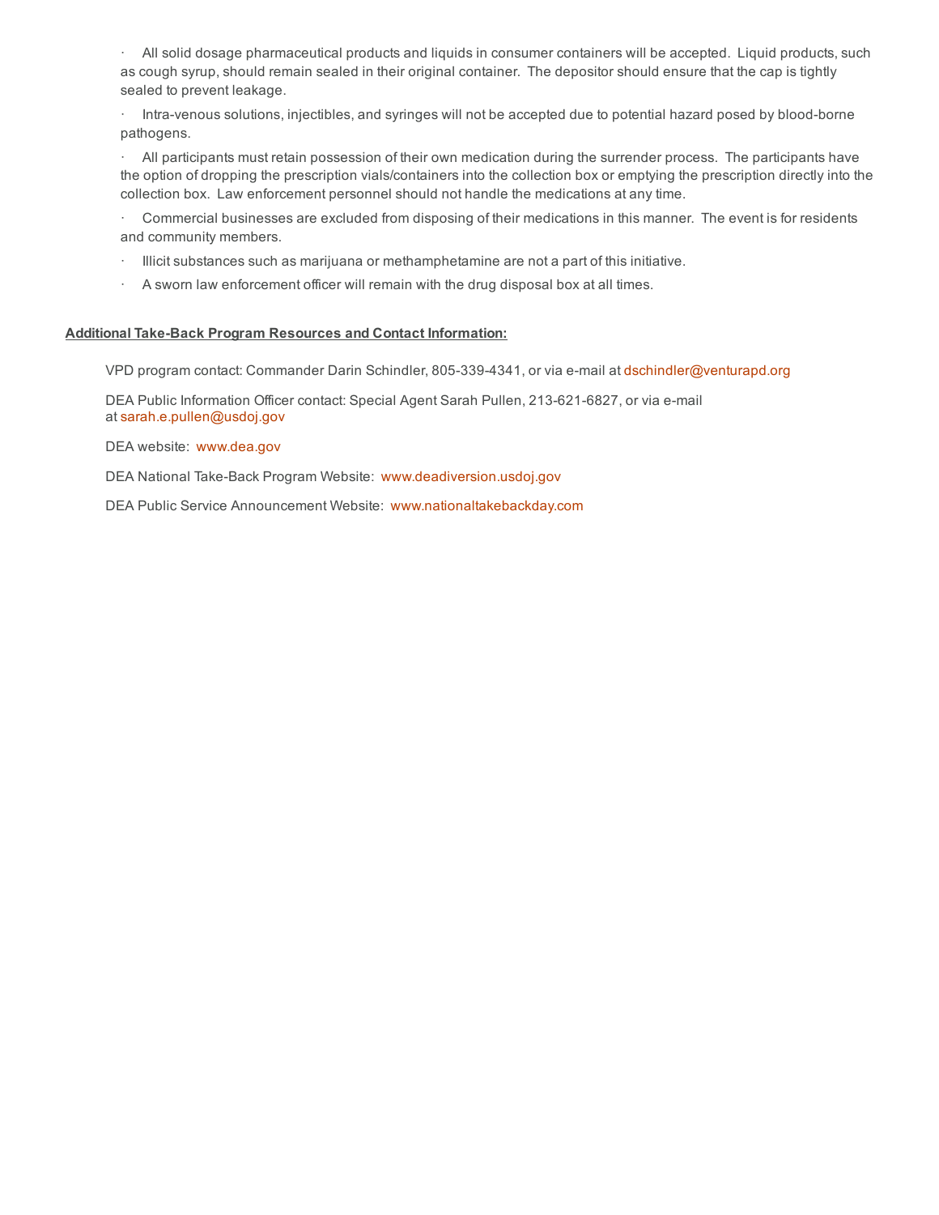- All solid dosage pharmaceutical products and liquids in consumer containers will be accepted. Liquid products, such as cough syrup, should remain sealed in their original container. The depositor should ensure that the cap is tightly sealed to prevent leakage.
- Intra-venous solutions, injectibles, and syringes will not be accepted due to potential hazard posed by blood-borne pathogens.
- All participants must retain possession of their own medication during the surrender process. The participants have the option of dropping the prescription vials/containers into the collection box or emptying the prescription directly into the collection box. Law enforcement personnel should not handle the medications at any time.
- Commercial businesses are excluded from disposing of their medications in this manner. The event is for residents and community members.
- Illicit substances such as marijuana or methamphetamine are not a part of this initiative.
- A sworn law enforcement officer will remain with the drug disposal box at all times.

**Additional Take-Back Program Resources and Contact Information:**

VPD program contact: Commander Darin Schindler, 805-339-4341, or via e-mail at dschindler@venturapd.org

DEA Public Information Officer contact: Special Agent Sarah Pullen, 213-621-6827, or via e-mail at sarah.e.pullen@usdoj.gov

DEA website: www.dea.gov

DEA National Take-Back Program Website: www.deadiversion.usdoj.gov

DEA Public Service Announcement Website: www.nationaltakebackday.com